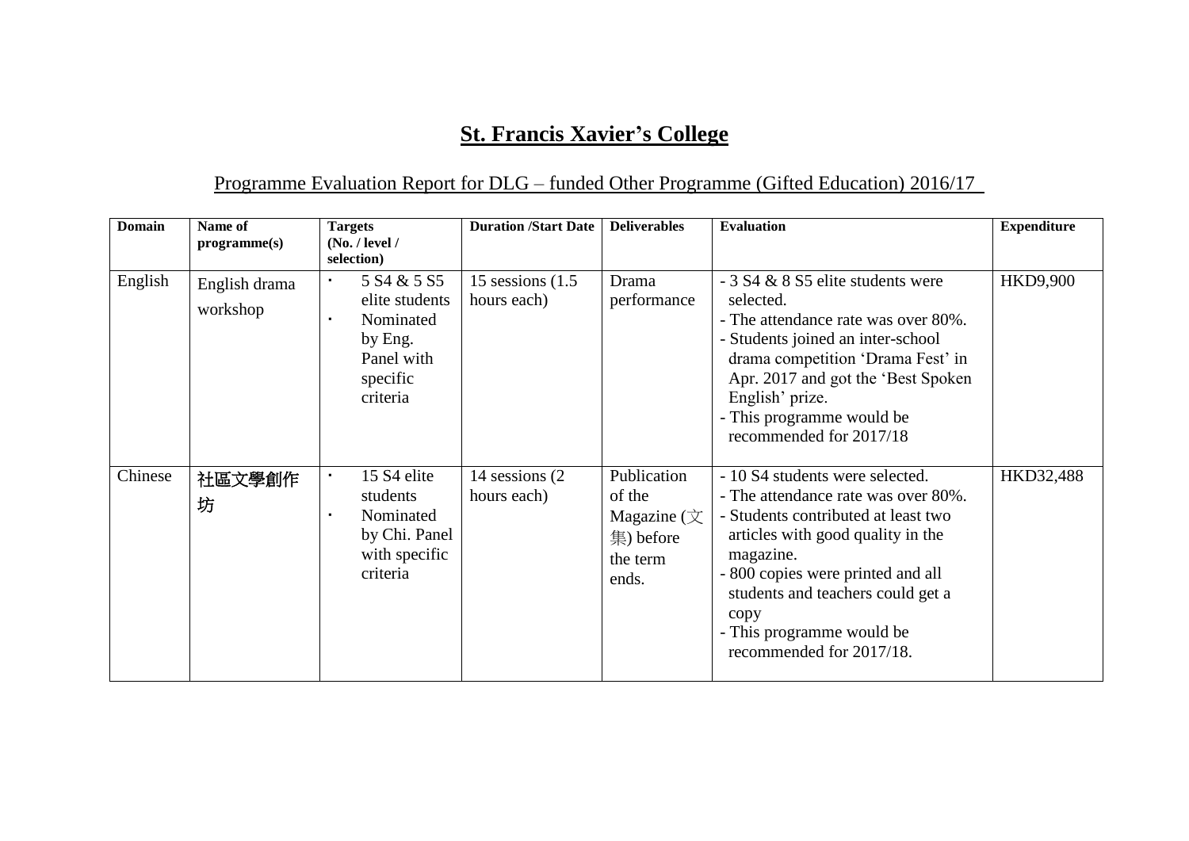# **St. Francis Xavier's College**

## Programme Evaluation Report for DLG – funded Other Programme (Gifted Education) 2016/17

| Domain | Name of programme(s) | Targets (No. / level / selection) | Duration /Start Date | Deliverables | Evaluation | Expenditure |
|---|---|---|---|---|---|---|
| English | English drama workshop | • 5 S4 & 5 S5 elite students<br>• Nominated by Eng. Panel with specific criteria | 15 sessions (1.5 hours each) | Drama performance | - 3 S4 & 8 S5 elite students were selected.<br>- The attendance rate was over 80%.<br>- Students joined an inter-school drama competition 'Drama Fest' in Apr. 2017 and got the 'Best Spoken English' prize.<br>- This programme would be recommended for 2017/18 | HKD9,900 |
| Chinese | 社區文學創作坊 | • 15 S4 elite students<br>• Nominated by Chi. Panel with specific criteria | 14 sessions (2 hours each) | Publication of the Magazine (文集) before the term ends. | - 10 S4 students were selected.<br>- The attendance rate was over 80%.<br>- Students contributed at least two articles with good quality in the magazine.<br>- 800 copies were printed and all students and teachers could get a copy<br>- This programme would be recommended for 2017/18. | HKD32,488 |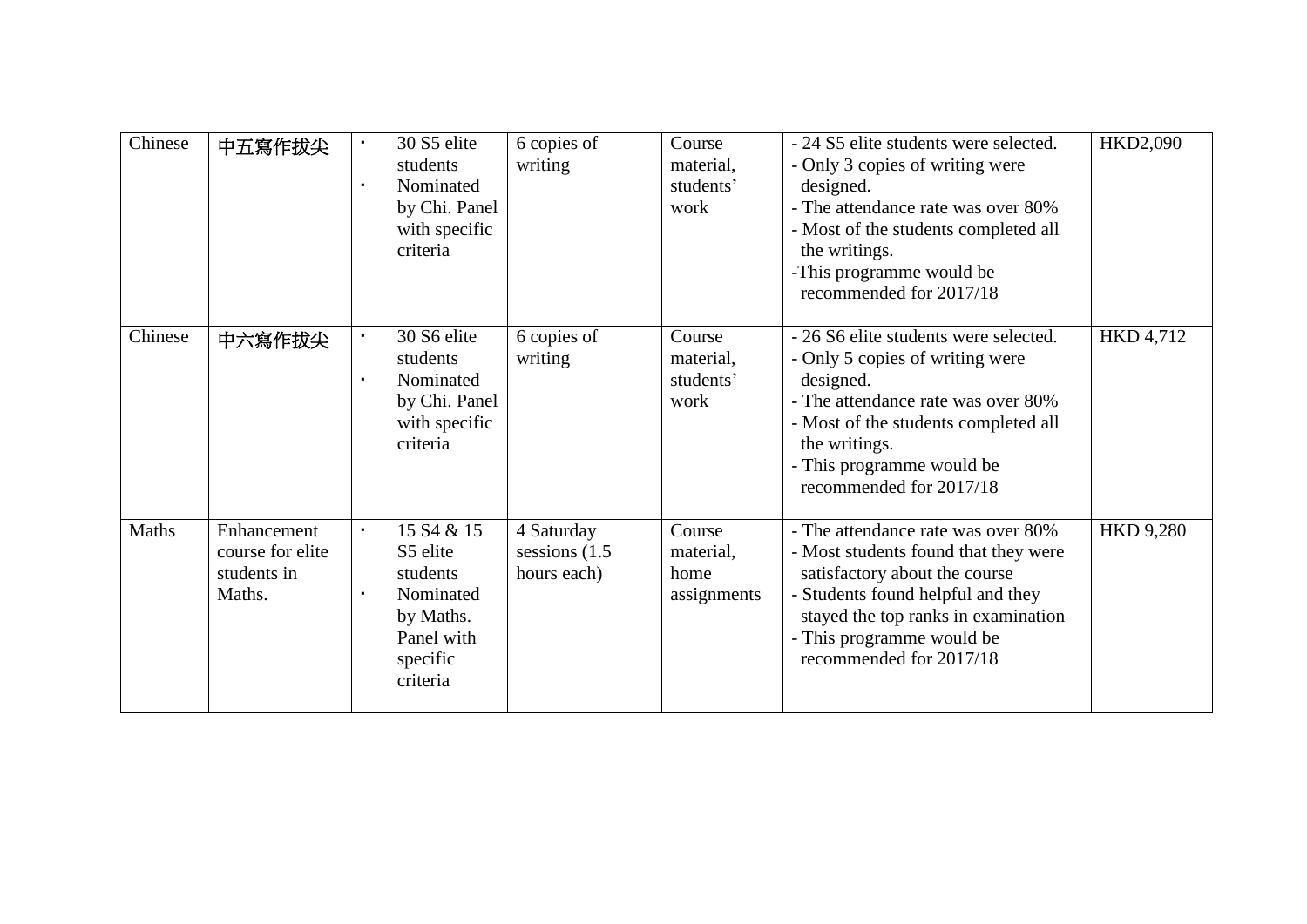| | | | | | | |
|---|---|---|---|---|---|---|
| Chinese | 中五寫作拔尖 | • 30 S5 elite students<br>• Nominated by Chi. Panel with specific criteria | 6 copies of writing | Course material, students' work | - 24 S5 elite students were selected.<br>- Only 3 copies of writing were designed.<br>- The attendance rate was over 80%<br>- Most of the students completed all the writings.<br>-This programme would be recommended for 2017/18 | HKD2,090 |
| Chinese | 中六寫作拔尖 | • 30 S6 elite students<br>• Nominated by Chi. Panel with specific criteria | 6 copies of writing | Course material, students' work | - 26 S6 elite students were selected.<br>- Only 5 copies of writing were designed.<br>- The attendance rate was over 80%<br>- Most of the students completed all the writings.<br>- This programme would be recommended for 2017/18 | HKD 4,712 |
| Maths | Enhancement course for elite students in Maths. | • 15 S4 & 15 S5 elite students<br>• Nominated by Maths. Panel with specific criteria | 4 Saturday sessions (1.5 hours each) | Course material, home assignments | - The attendance rate was over 80%<br>- Most students found that they were satisfactory about the course<br>- Students found helpful and they stayed the top ranks in examination<br>- This programme would be recommended for 2017/18 | HKD 9,280 |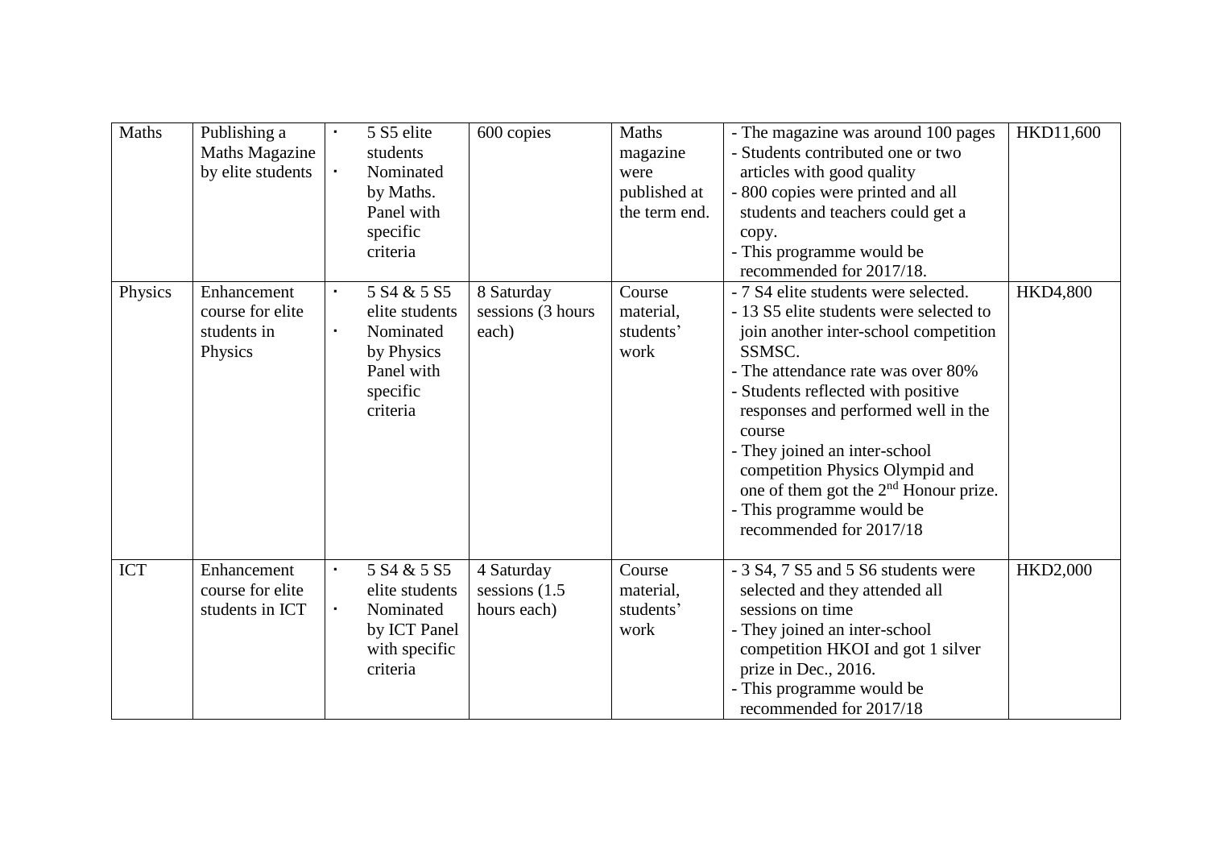| Maths | Publishing a Maths Magazine by elite students | ▪ 5 S5 elite students<br>▪ Nominated by Maths. Panel with specific criteria | 600 copies | Maths magazine were published at the term end. | - The magazine was around 100 pages<br>- Students contributed one or two articles with good quality<br>- 800 copies were printed and all students and teachers could get a copy.<br>- This programme would be recommended for 2017/18. | HKD11,600 |
|---|---|---|---|---|---|---|
| Physics | Enhancement course for elite students in Physics | ▪ 5 S4 & 5 S5 elite students<br>▪ Nominated by Physics Panel with specific criteria | 8 Saturday sessions (3 hours each) | Course material, students' work | - 7 S4 elite students were selected.<br>- 13 S5 elite students were selected to join another inter-school competition SSMSC.<br>- The attendance rate was over 80%<br>- Students reflected with positive responses and performed well in the course<br>- They joined an inter-school competition Physics Olympid and one of them got the 2nd Honour prize.<br>- This programme would be recommended for 2017/18 | HKD4,800 |
| ICT | Enhancement course for elite students in ICT | ▪ 5 S4 & 5 S5 elite students<br>▪ Nominated by ICT Panel with specific criteria | 4 Saturday sessions (1.5 hours each) | Course material, students' work | - 3 S4, 7 S5 and 5 S6 students were selected and they attended all sessions on time<br>- They joined an inter-school competition HKOI and got 1 silver prize in Dec., 2016.<br>- This programme would be recommended for 2017/18 | HKD2,000 |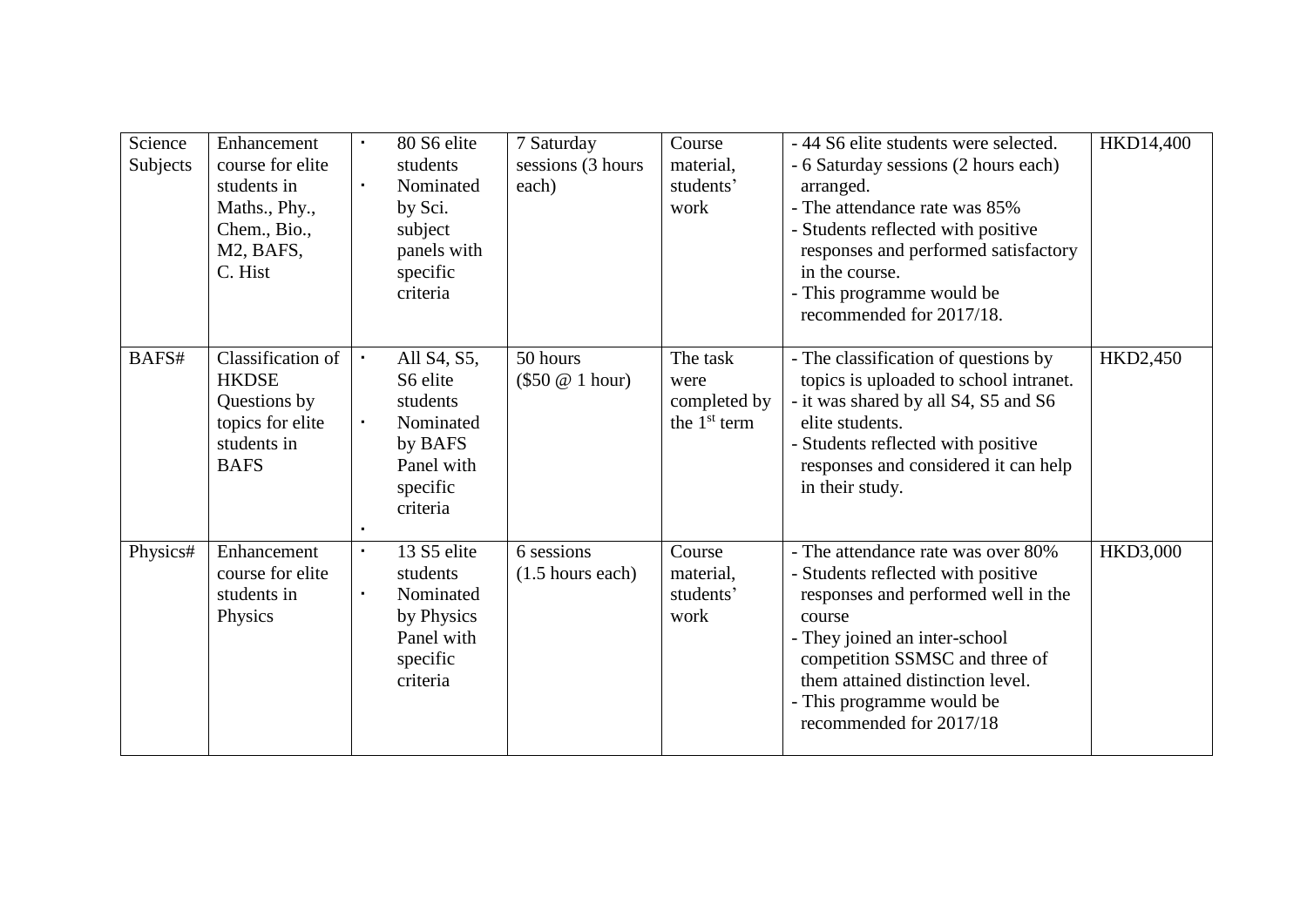| Science Subjects | Enhancement course for elite students in Maths., Phy., Chem., Bio., M2, BAFS, C. Hist | ▪ 80 S6 elite students<br>▪ Nominated by Sci. subject panels with specific criteria | 7 Saturday sessions (3 hours each) | Course material, students' work | - 44 S6 elite students were selected.<br>- 6 Saturday sessions (2 hours each) arranged.<br>- The attendance rate was 85%<br>- Students reflected with positive responses and performed satisfactory in the course.<br>- This programme would be recommended for 2017/18. | HKD14,400 |
|---|---|---|---|---|---|---|
| BAFS# | Classification of HKDSE Questions by topics for elite students in BAFS | ▪ All S4, S5, S6 elite students<br>▪ Nominated by BAFS Panel with specific criteria<br>▪ | 50 hours ($50 @ 1 hour) | The task were completed by the 1st term | - The classification of questions by topics is uploaded to school intranet.<br>- it was shared by all S4, S5 and S6 elite students.<br>- Students reflected with positive responses and considered it can help in their study. | HKD2,450 |
| Physics# | Enhancement course for elite students in Physics | ▪ 13 S5 elite students<br>▪ Nominated by Physics Panel with specific criteria | 6 sessions (1.5 hours each) | Course material, students' work | - The attendance rate was over 80%<br>- Students reflected with positive responses and performed well in the course<br>- They joined an inter-school competition SSMSC and three of them attained distinction level.<br>- This programme would be recommended for 2017/18 | HKD3,000 |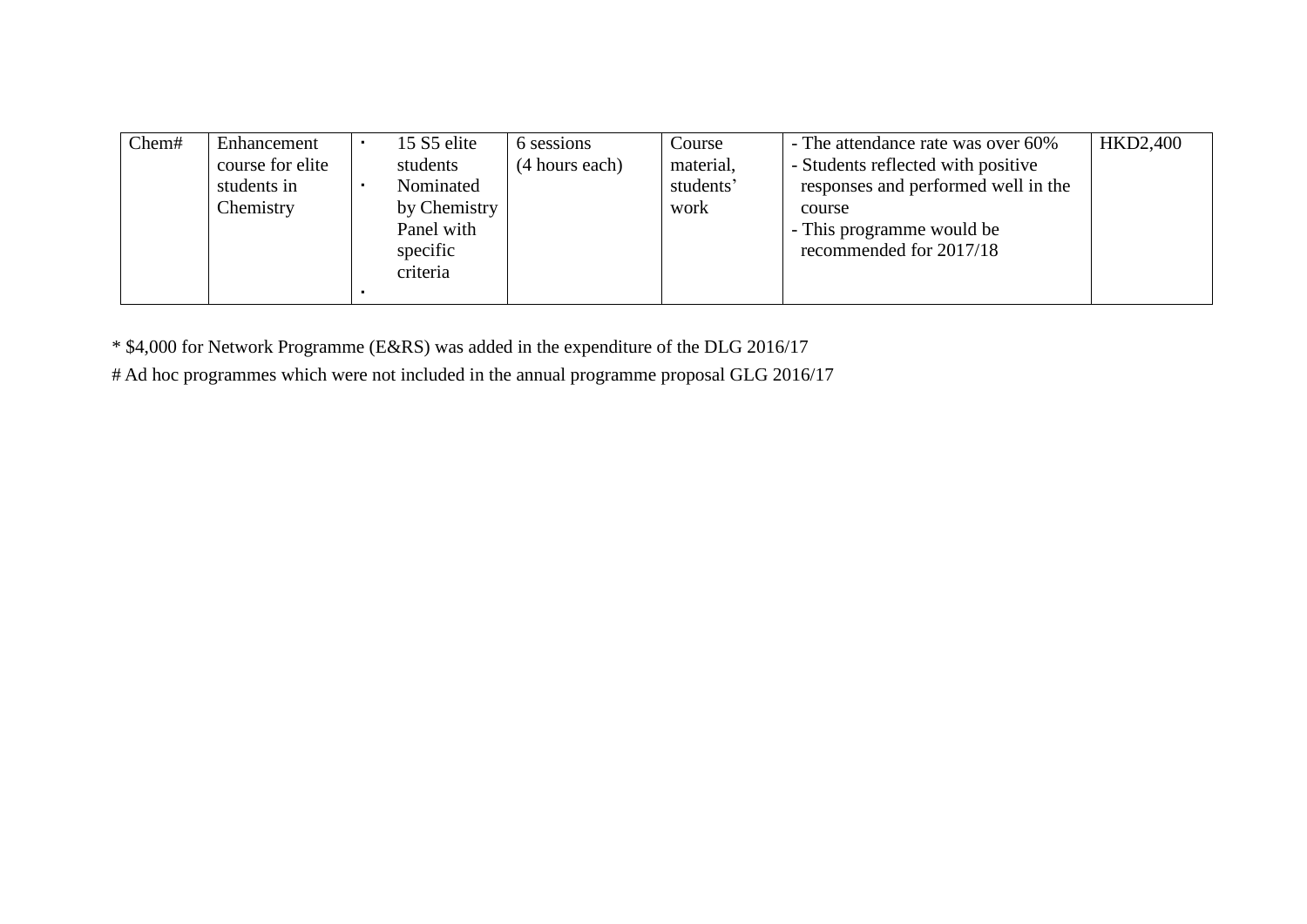| | | | | | | |
|---|---|---|---|---|---|---|
| Chem# | Enhancement course for elite students in Chemistry | ▪ 15 S5 elite students<br>▪ Nominated by Chemistry Panel with specific criteria<br>▪ | 6 sessions (4 hours each) | Course material, students' work | - The attendance rate was over 60%<br>- Students reflected with positive responses and performed well in the course<br>- This programme would be recommended for 2017/18 | HKD2,400 |

* $4,000 for Network Programme (E&RS) was added in the expenditure of the DLG 2016/17

# Ad hoc programmes which were not included in the annual programme proposal GLG 2016/17